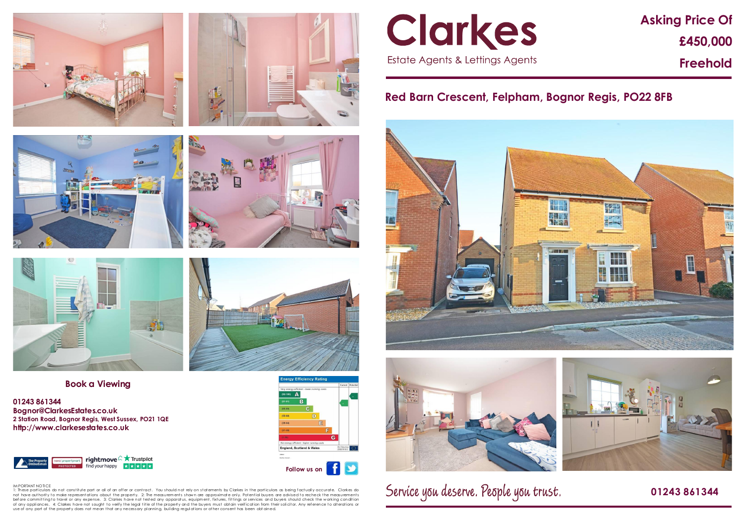# Clarkes

Estate Agents & Lettings Agents

**Asking Price Of**
**£450,000**
**Freehold**

## Red Barn Crescent, Felpham, Bognor Regis, PO22 8FB

### Book a Viewing

**01243 861344**
**Bognor@ClarkesEstates.co.uk**
**2 Station Road, Bognor Regis, West Sussex, PO21 1QE**
**http://www.clarkesestates.co.uk**

Energy Efficiency Rating

Follow us on

IMPORTANT NOTICE
1: These particulars do not constitute part or all of an offer or contract. You should not rely on statements by Clarkes in the particulars as being factually accurate. Clarkes do not have authority to make representations about the property. 2: The measurements shown are approximate only. Potential buyers are advised to recheck the measurements before committing to travel or any expense. 3: Clarkes have not tested any apparatus, equipment, fixtures, fittings or services and buyers should check the working condition of any appliances. 4: Clarkes have not sought to verify the legal title of the property and the buyers must obtain verification from their solicitor. Any reference to alterations or use of any part of the property does not mean that any necessary planning, building regulations or other consent has been obtained.

Service you deserve. People you trust.

**01243 861344**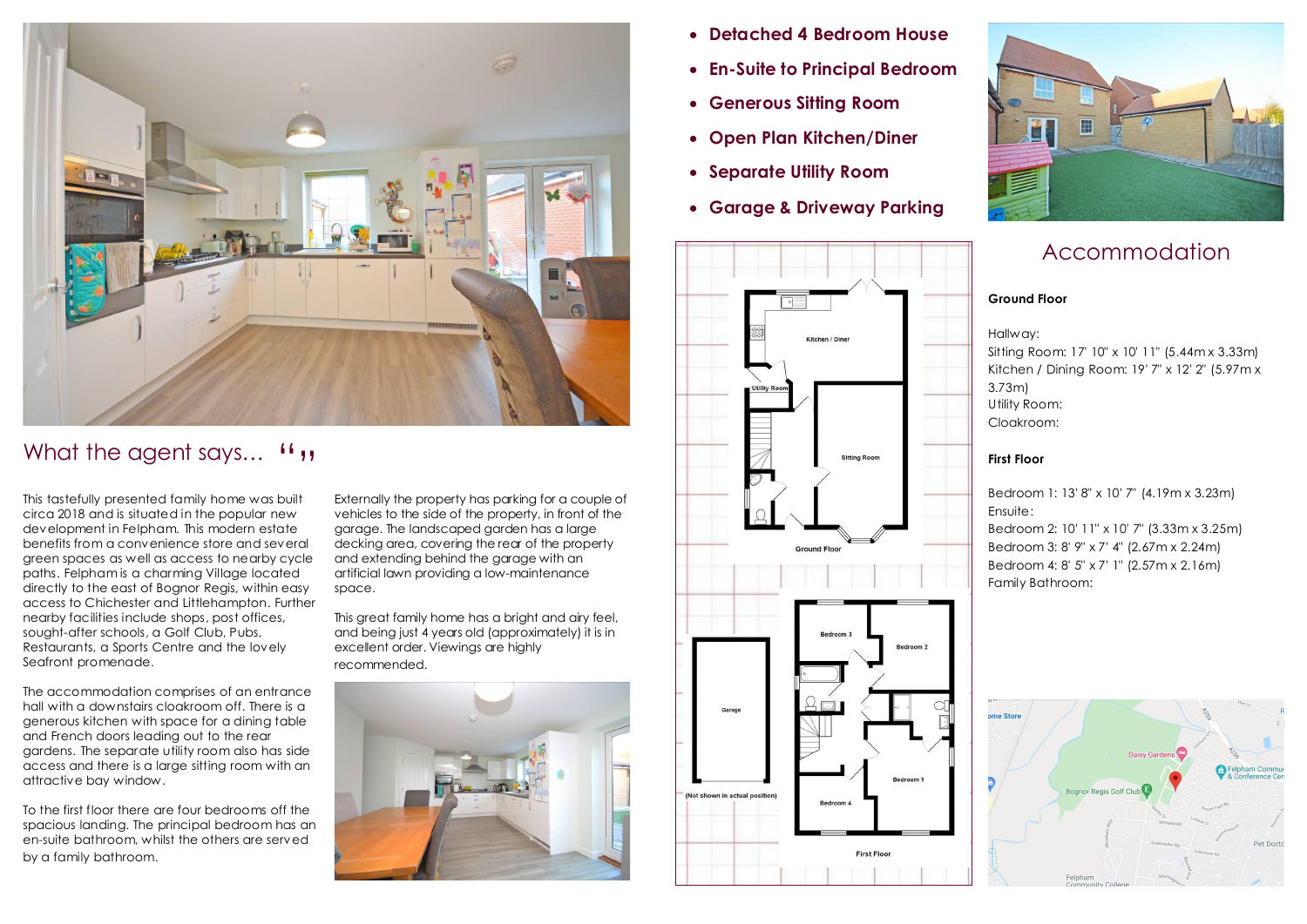## What the agent says…

This tastefully presented family home was built circa 2018 and is situated in the popular new development in Felpham. This modern estate benefits from a convenience store and several green spaces as well as access to nearby cycle paths. Felpham is a charming Village located directly to the east of Bognor Regis, within easy access to Chichester and Littlehampton. Further nearby facilities include shops, post offices, sought-after schools, a Golf Club, Pubs, Restaurants, a Sports Centre and the lovely Seafront promenade.

The accommodation comprises of an entrance hall with a downstairs cloakroom off. There is a generous kitchen with space for a dining table and French doors leading out to the rear gardens. The separate utility room also has side access and there is a large sitting room with an attractive bay window.

To the first floor there are four bedrooms off the spacious landing. The principal bedroom has an en-suite bathroom, whilst the others are served by a family bathroom.

Externally the property has parking for a couple of vehicles to the side of the property, in front of the garage. The landscaped garden has a large decking area, covering the rear of the property and extending behind the garage with an artificial lawn providing a low-maintenance space.

This great family home has a bright and airy feel, and being just 4 years old (approximately) it is in excellent order. Viewings are highly recommended.

- **Detached 4 Bedroom House**
- **En-Suite to Principal Bedroom**
- **Generous Sitting Room**
- **Open Plan Kitchen/Diner**
- **Separate Utility Room**
- **Garage & Driveway Parking**

Kitchen / Diner
Utility Room
Sitting Room
Ground Floor

Garage
(Not shown in actual position)

Bedroom 3
Bedroom 2
Bedroom 1
Bedroom 4
First Floor

## Accommodation

### Ground Floor

Hallway:
Sitting Room: 17' 10" x 10' 11" (5.44m x 3.33m)
Kitchen / Dining Room: 19' 7" x 12' 2" (5.97m x 3.73m)
Utility Room:
Cloakroom:

### First Floor

Bedroom 1: 13' 8" x 10' 7" (4.19m x 3.23m)
Ensuite:
Bedroom 2: 10' 11" x 10' 7" (3.33m x 3.25m)
Bedroom 3: 8' 9" x 7' 4" (2.67m x 2.24m)
Bedroom 4: 8' 5" x 7' 1" (2.57m x 2.16m)
Family Bathroom: